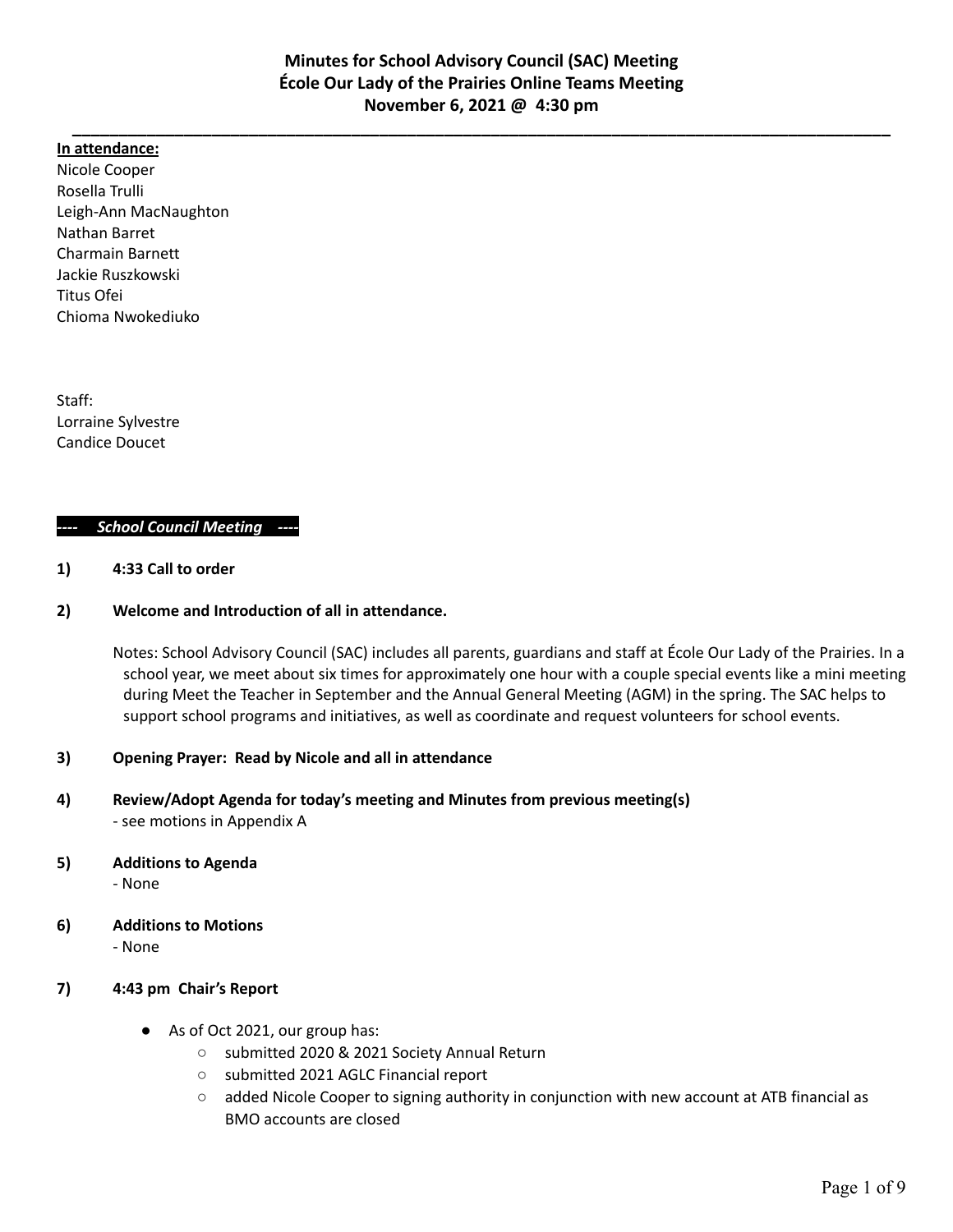# Minutes for School Advisory Council (SAC) Meeting
# École Our Lady of the Prairies Online Teams Meeting
# November 6, 2021 @ 4:30 pm

---

**In attendance:**

Nicole Cooper
Rosella Trulli
Leigh-Ann MacNaughton
Nathan Barret
Charmain Barnett
Jackie Ruszkowski
Titus Ofei
Chioma Nwokediuko

Staff:
Lorraine Sylvestre
Candice Doucet

***---- School Council Meeting ----***

**1) 4:33 Call to order**

**2) Welcome and Introduction of all in attendance.**

Notes: School Advisory Council (SAC) includes all parents, guardians and staff at École Our Lady of the Prairies. In a school year, we meet about six times for approximately one hour with a couple special events like a mini meeting during Meet the Teacher in September and the Annual General Meeting (AGM) in the spring. The SAC helps to support school programs and initiatives, as well as coordinate and request volunteers for school events.

**3) Opening Prayer: Read by Nicole and all in attendance**

**4) Review/Adopt Agenda for today's meeting and Minutes from previous meeting(s)**
- see motions in Appendix A

**5) Additions to Agenda**
- None

**6) Additions to Motions**
- None

**7) 4:43 pm Chair's Report**

- As of Oct 2021, our group has:
  - submitted 2020 & 2021 Society Annual Return
  - submitted 2021 AGLC Financial report
  - added Nicole Cooper to signing authority in conjunction with new account at ATB financial as BMO accounts are closed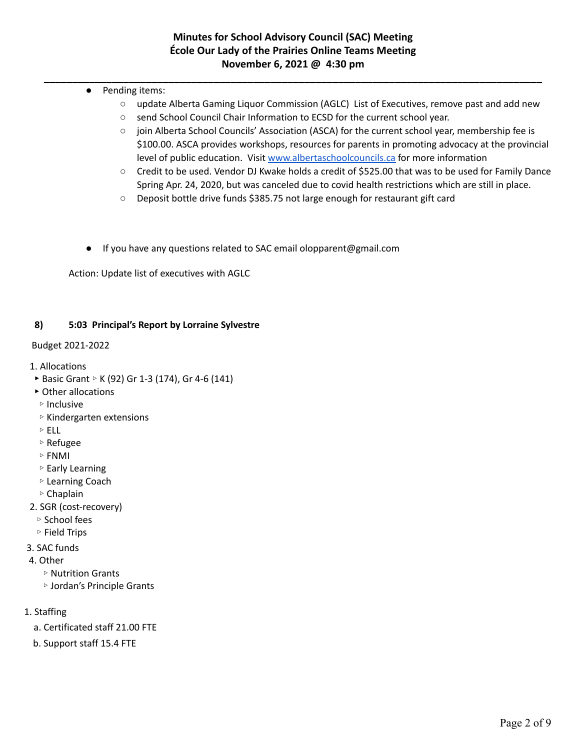- Pending items:
  - update Alberta Gaming Liquor Commission (AGLC) List of Executives, remove past and add new
  - send School Council Chair Information to ECSD for the current school year.
  - join Alberta School Councils' Association (ASCA) for the current school year, membership fee is $100.00. ASCA provides workshops, resources for parents in promoting advocacy at the provincial level of public education. Visit [www.albertaschoolcouncils.ca](http://www.albertaschoolcouncils.ca) for more information
  - Credit to be used. Vendor DJ Kwake holds a credit of $525.00 that was to be used for Family Dance Spring Apr. 24, 2020, but was canceled due to covid health restrictions which are still in place.
  - Deposit bottle drive funds $385.75 not large enough for restaurant gift card

- If you have any questions related to SAC email olopparent@gmail.com

Action: Update list of executives with AGLC

**8) 5:03 Principal's Report by Lorraine Sylvestre**

Budget 2021-2022

1. Allocations
   - ‣ Basic Grant ▹ K (92) Gr 1-3 (174), Gr 4-6 (141)
   - ‣ Other allocations
     - ▹ Inclusive
     - ▹ Kindergarten extensions
     - ▹ ELL
     - ▹ Refugee
     - ▹ FNMI
     - ▹ Early Learning
     - ▹ Learning Coach
     - ▹ Chaplain
2. SGR (cost-recovery)
   - ▹ School fees
   - ▹ Field Trips
3. SAC funds
4. Other
   - ▹ Nutrition Grants
   - ▹ Jordan's Principle Grants

1. Staffing
   - a. Certificated staff 21.00 FTE
   - b. Support staff 15.4 FTE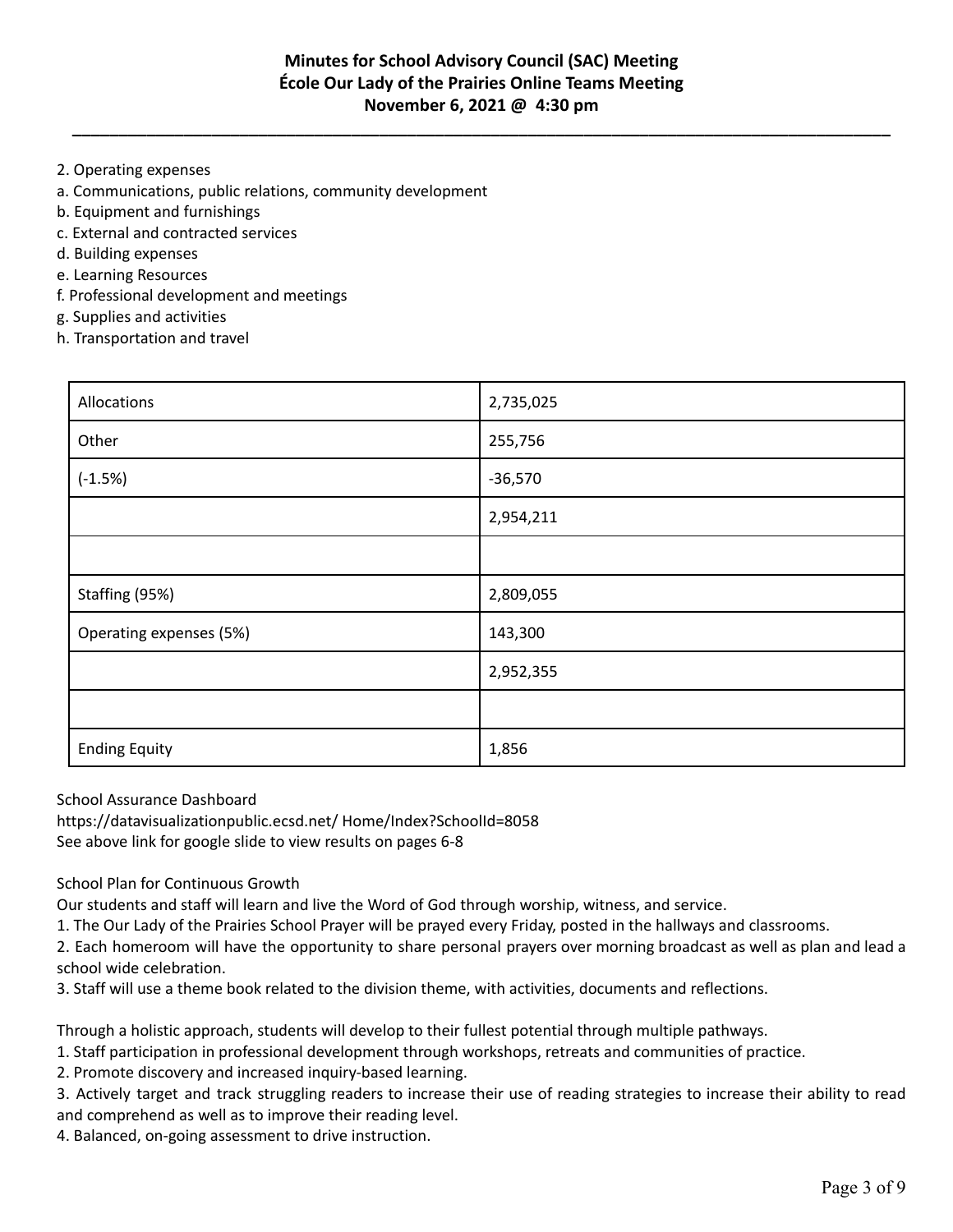2. Operating expenses
a. Communications, public relations, community development
b. Equipment and furnishings
c. External and contracted services
d. Building expenses
e. Learning Resources
f. Professional development and meetings
g. Supplies and activities
h. Transportation and travel

| | |
|---|---|
| Allocations | 2,735,025 |
| Other | 255,756 |
| (-1.5%) | -36,570 |
| | 2,954,211 |
| | |
| Staffing (95%) | 2,809,055 |
| Operating expenses (5%) | 143,300 |
| | 2,952,355 |
| | |
| Ending Equity | 1,856 |

School Assurance Dashboard
https://datavisualizationpublic.ecsd.net/ Home/Index?SchoolId=8058
See above link for google slide to view results on pages 6-8

School Plan for Continuous Growth
Our students and staff will learn and live the Word of God through worship, witness, and service.
1. The Our Lady of the Prairies School Prayer will be prayed every Friday, posted in the hallways and classrooms.
2. Each homeroom will have the opportunity to share personal prayers over morning broadcast as well as plan and lead a school wide celebration.
3. Staff will use a theme book related to the division theme, with activities, documents and reflections.

Through a holistic approach, students will develop to their fullest potential through multiple pathways.
1. Staff participation in professional development through workshops, retreats and communities of practice.
2. Promote discovery and increased inquiry-based learning.
3. Actively target and track struggling readers to increase their use of reading strategies to increase their ability to read and comprehend as well as to improve their reading level.
4. Balanced, on-going assessment to drive instruction.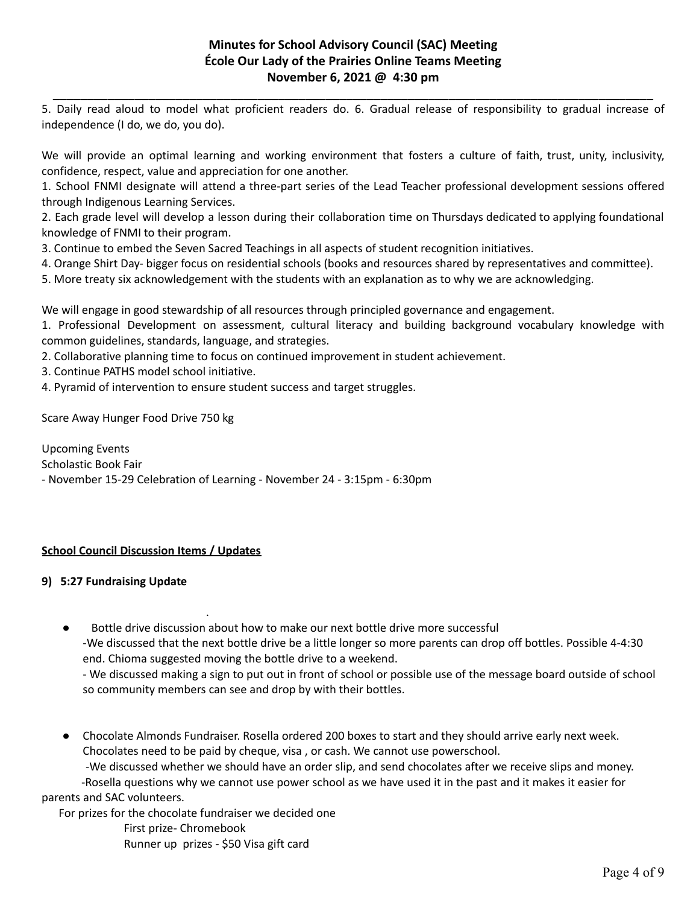5. Daily read aloud to model what proficient readers do. 6. Gradual release of responsibility to gradual increase of independence (I do, we do, you do).

We will provide an optimal learning and working environment that fosters a culture of faith, trust, unity, inclusivity, confidence, respect, value and appreciation for one another.

1. School FNMI designate will attend a three-part series of the Lead Teacher professional development sessions offered through Indigenous Learning Services.
2. Each grade level will develop a lesson during their collaboration time on Thursdays dedicated to applying foundational knowledge of FNMI to their program.
3. Continue to embed the Seven Sacred Teachings in all aspects of student recognition initiatives.
4. Orange Shirt Day- bigger focus on residential schools (books and resources shared by representatives and committee).
5. More treaty six acknowledgement with the students with an explanation as to why we are acknowledging.

We will engage in good stewardship of all resources through principled governance and engagement.

1. Professional Development on assessment, cultural literacy and building background vocabulary knowledge with common guidelines, standards, language, and strategies.
2. Collaborative planning time to focus on continued improvement in student achievement.
3. Continue PATHS model school initiative.
4. Pyramid of intervention to ensure student success and target struggles.

Scare Away Hunger Food Drive 750 kg

Upcoming Events
Scholastic Book Fair
- November 15-29 Celebration of Learning - November 24 - 3:15pm - 6:30pm

**School Council Discussion Items / Updates**

**9) 5:27 Fundraising Update**

- Bottle drive discussion about how to make our next bottle drive more successful
  -We discussed that the next bottle drive be a little longer so more parents can drop off bottles. Possible 4-4:30 end. Chioma suggested moving the bottle drive to a weekend.
  - We discussed making a sign to put out in front of school or possible use of the message board outside of school so community members can see and drop by with their bottles.

- Chocolate Almonds Fundraiser. Rosella ordered 200 boxes to start and they should arrive early next week. Chocolates need to be paid by cheque, visa , or cash. We cannot use powerschool.
  -We discussed whether we should have an order slip, and send chocolates after we receive slips and money.
  -Rosella questions why we cannot use power school as we have used it in the past and it makes it easier for parents and SAC volunteers.

For prizes for the chocolate fundraiser we decided one

First prize- Chromebook
Runner up prizes - $50 Visa gift card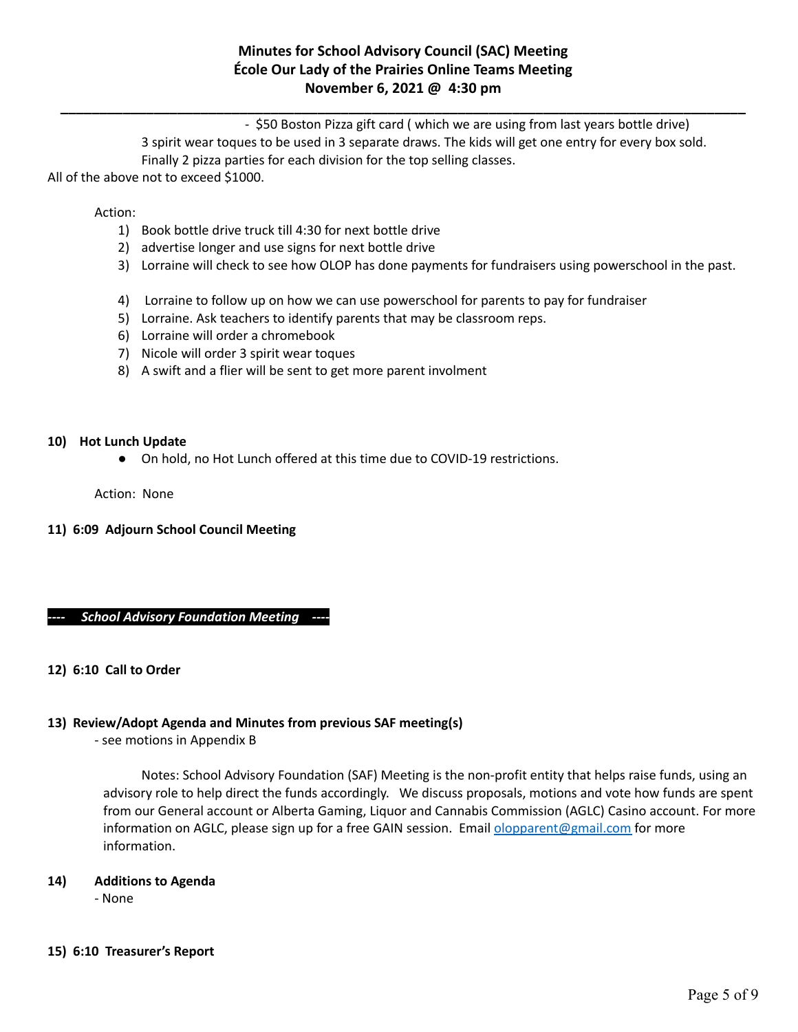- $50 Boston Pizza gift card ( which we are using from last years bottle drive)

3 spirit wear toques to be used in 3 separate draws. The kids will get one entry for every box sold.

Finally 2 pizza parties for each division for the top selling classes.

All of the above not to exceed $1000.

Action:

1) Book bottle drive truck till 4:30 for next bottle drive
2) advertise longer and use signs for next bottle drive
3) Lorraine will check to see how OLOP has done payments for fundraisers using powerschool in the past.
4) Lorraine to follow up on how we can use powerschool for parents to pay for fundraiser
5) Lorraine. Ask teachers to identify parents that may be classroom reps.
6) Lorraine will order a chromebook
7) Nicole will order 3 spirit wear toques
8) A swift and a flier will be sent to get more parent involment

**10) Hot Lunch Update**

- On hold, no Hot Lunch offered at this time due to COVID-19 restrictions.

Action: None

**11) 6:09 Adjourn School Council Meeting**

***---- School Advisory Foundation Meeting ----***

**12) 6:10 Call to Order**

**13) Review/Adopt Agenda and Minutes from previous SAF meeting(s)**

- see motions in Appendix B

Notes: School Advisory Foundation (SAF) Meeting is the non-profit entity that helps raise funds, using an advisory role to help direct the funds accordingly. We discuss proposals, motions and vote how funds are spent from our General account or Alberta Gaming, Liquor and Cannabis Commission (AGLC) Casino account. For more information on AGLC, please sign up for a free GAIN session. Email olopparent@gmail.com for more information.

**14) Additions to Agenda**

- None

**15) 6:10 Treasurer's Report**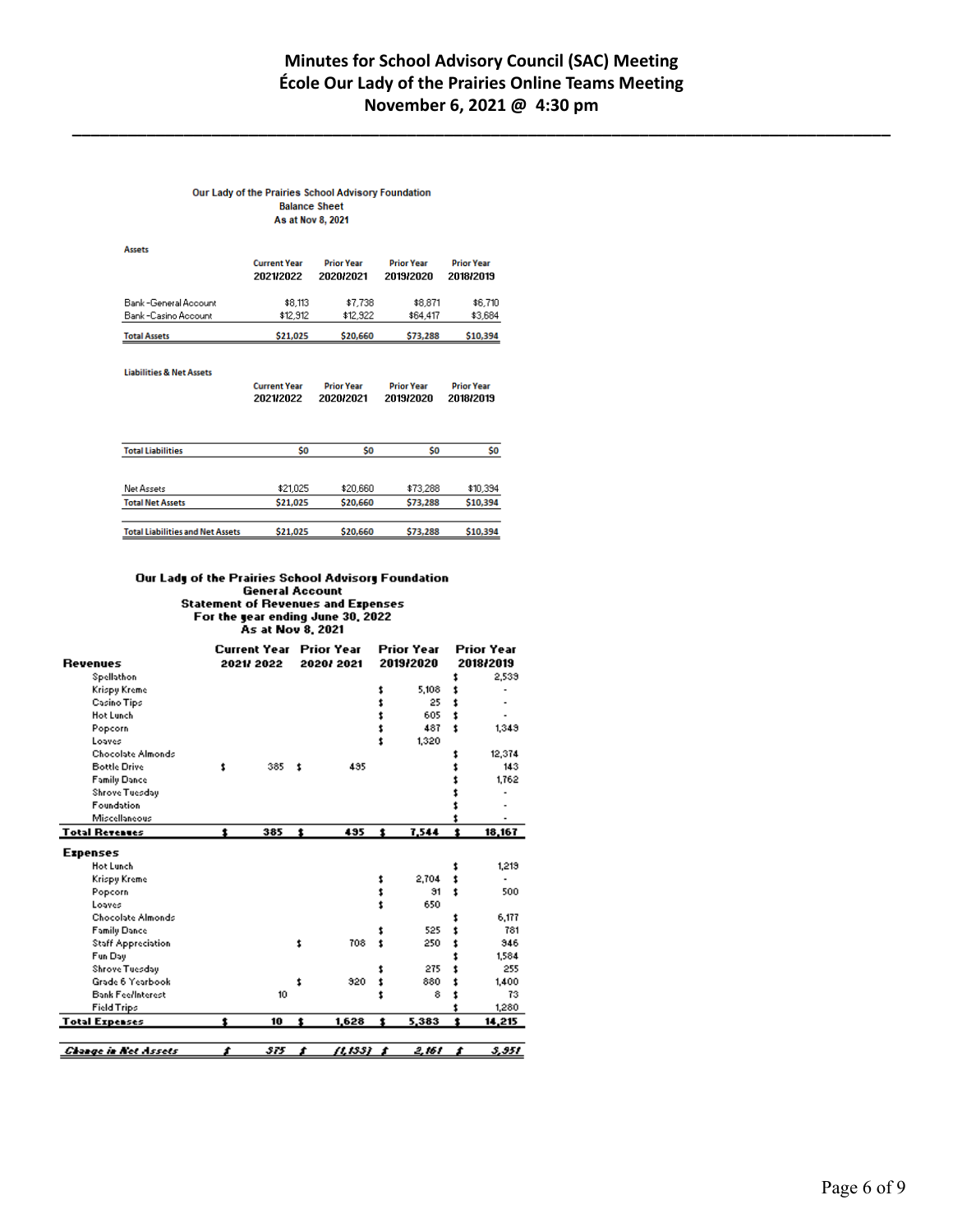# Minutes for School Advisory Council (SAC) Meeting
# École Our Lady of the Prairies Online Teams Meeting
# November 6, 2021 @ 4:30 pm

**Our Lady of the Prairies School Advisory Foundation**
**Balance Sheet**
**As at Nov 8, 2021**

| Assets | Current Year 2021/2022 | Prior Year 2020/2021 | Prior Year 2019/2020 | Prior Year 2018/2019 |
|---|---|---|---|---|
| Bank - General Account | $8,113 | $7,738 | $8,871 | $6,710 |
| Bank - Casino Account | $12,912 | $12,922 | $64,417 | $3,684 |
| **Total Assets** | **$21,025** | **$20,660** | **$73,288** | **$10,394** |

| Liabilities & Net Assets | Current Year 2021/2022 | Prior Year 2020/2021 | Prior Year 2019/2020 | Prior Year 2018/2019 |
|---|---|---|---|---|
| **Total Liabilities** | **$0** | **$0** | **$0** | **$0** |
| Net Assets | $21,025 | $20,660 | $73,288 | $10,394 |
| **Total Net Assets** | **$21,025** | **$20,660** | **$73,288** | **$10,394** |
| **Total Liabilities and Net Assets** | **$21,025** | **$20,660** | **$73,288** | **$10,394** |

**Our Lady of the Prairies School Advisory Foundation**
**General Account**
**Statement of Revenues and Expenses**
**For the year ending June 30, 2022**
**As at Nov 8, 2021**

| Revenues | Current Year 2021/2022 | Prior Year 2020/2021 | Prior Year 2019/2020 | Prior Year 2018/2019 |
|---|---|---|---|---|
| Spellathon | | | | $ 2,539 |
| Krispy Kreme | | | $ 5,108 | $ - |
| Casino Tips | | | $ 25 | $ - |
| Hot Lunch | | | $ 605 | $ - |
| Popcorn | | | $ 487 | $ 1,349 |
| Loaves | | | $ 1,320 | |
| Chocolate Almonds | | | | $ 12,374 |
| Bottle Drive | $ 385 | $ 495 | | $ 143 |
| Family Dance | | | | $ 1,762 |
| Shrove Tuesday | | | | $ - |
| Foundation | | | | $ - |
| Miscellaneous | | | | $ - |
| **Total Revenues** | **$ 385** | **$ 495** | **$ 7,544** | **$ 18,167** |
| **Expenses** | | | | |
| Hot Lunch | | | | $ 1,219 |
| Krispy Kreme | | | $ 2,704 | $ - |
| Popcorn | | | $ 91 | $ 500 |
| Loaves | | | $ 650 | |
| Chocolate Almonds | | | | $ 6,177 |
| Family Dance | | | $ 525 | $ 781 |
| Staff Appreciation | | $ 708 | $ 250 | $ 346 |
| Fun Day | | | | $ 1,584 |
| Shrove Tuesday | | | $ 275 | $ 255 |
| Grade 6 Yearbook | | $ 920 | $ 880 | $ 1,400 |
| Bank Fee/Interest | 10 | | $ 8 | $ 73 |
| Field Trips | | | | $ 1,280 |
| **Total Expenses** | **$ 10** | **$ 1,628** | **$ 5,383** | **$ 14,215** |
| ***Change in Net Assets*** | ***$ 375*** | ***$ (1,133)*** | ***$ 2,161*** | ***$ 3,951*** |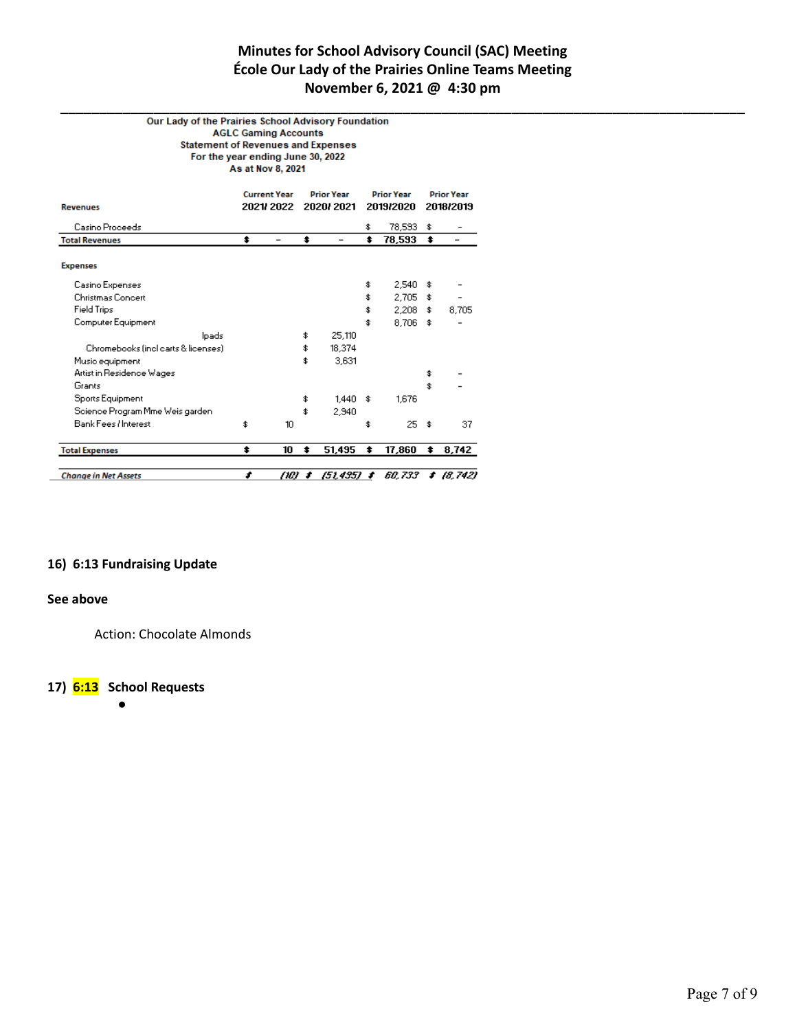# Minutes for School Advisory Council (SAC) Meeting
# École Our Lady of the Prairies Online Teams Meeting
# November 6, 2021 @ 4:30 pm

**Our Lady of the Prairies School Advisory Foundation**
**AGLC Gaming Accounts**
**Statement of Revenues and Expenses**
**For the year ending June 30, 2022**
**As at Nov 8, 2021**

| Revenues | Current Year 2021/ 2022 | Prior Year 2020/ 2021 | Prior Year 2019/2020 | Prior Year 2018/2019 |
|---|---|---|---|---|
| Casino Proceeds | | | $ 78,593 | $ - |
| **Total Revenues** | **$ -** | **$ -** | **$ 78,593** | **$ -** |
| **Expenses** | | | | |
| Casino Expenses | | | $ 2,540 | $ - |
| Christmas Concert | | | $ 2,705 | $ - |
| Field Trips | | | $ 2,208 | $ 8,705 |
| Computer Equipment | | | $ 8,706 | $ - |
| Ipads | | $ 25,110 | | |
| Chromebooks (incl carts & licenses) | | $ 18,374 | | |
| Music equipment | | $ 3,631 | | |
| Artist in Residence Wages | | | | $ - |
| Grants | | | | $ - |
| Sports Equipment | | $ 1,440 | $ 1,676 | |
| Science Program Mme Weis garden | | $ 2,940 | | |
| Bank Fees / Interest | $ 10 | | $ 25 | $ 37 |
| **Total Expenses** | **$ 10** | **$ 51,495** | **$ 17,860** | **$ 8,742** |
| ***Change in Net Assets*** | ***$ (10)*** | ***$ (51,495)*** | ***$ 60,733*** | ***$ (8,742)*** |

## 16) 6:13 Fundraising Update

**See above**

Action: Chocolate Almonds

## 17) 6:13 School Requests

-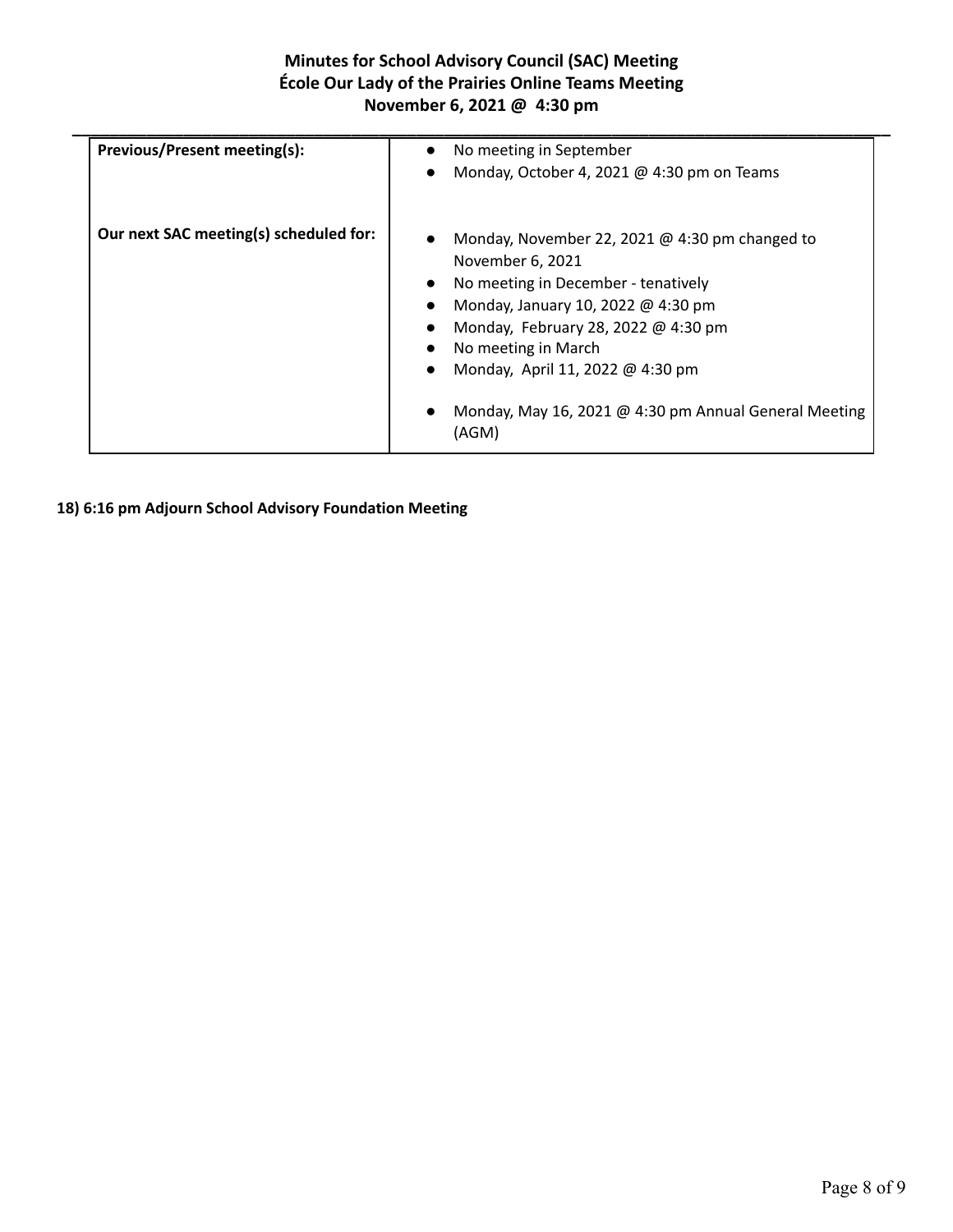**Minutes for School Advisory Council (SAC) Meeting**
**École Our Lady of the Prairies Online Teams Meeting**
**November 6, 2021 @ 4:30 pm**

| **Previous/Present meeting(s):** | • No meeting in September<br>• Monday, October 4, 2021 @ 4:30 pm on Teams |
|---|---|
| **Our next SAC meeting(s) scheduled for:** | • Monday, November 22, 2021 @ 4:30 pm changed to November 6, 2021<br>• No meeting in December - tenatively<br>• Monday, January 10, 2022 @ 4:30 pm<br>• Monday, February 28, 2022 @ 4:30 pm<br>• No meeting in March<br>• Monday, April 11, 2022 @ 4:30 pm<br>• Monday, May 16, 2021 @ 4:30 pm Annual General Meeting (AGM) |

**18) 6:16 pm Adjourn School Advisory Foundation Meeting**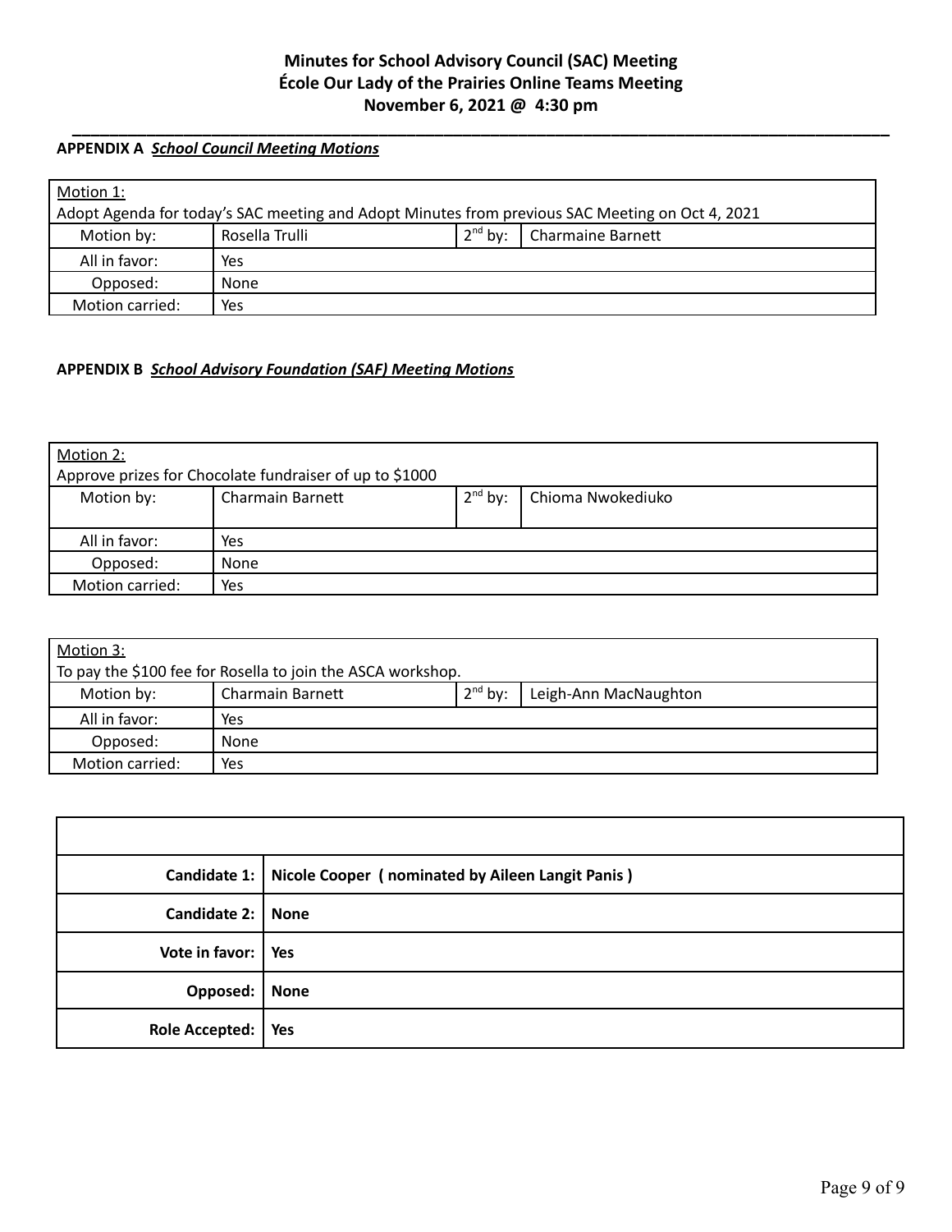# Minutes for School Advisory Council (SAC) Meeting
# École Our Lady of the Prairies Online Teams Meeting
# November 6, 2021 @ 4:30 pm

**APPENDIX A** ***School Council Meeting Motions***

| Motion 1: Adopt Agenda for today's SAC meeting and Adopt Minutes from previous SAC Meeting on Oct 4, 2021 | | | |
|---|---|---|---|
| Motion by: | Rosella Trulli | $2^{nd}$ by: | Charmaine Barnett |
| All in favor: | Yes | | |
| Opposed: | None | | |
| Motion carried: | Yes | | |

**APPENDIX B** ***School Advisory Foundation (SAF) Meeting Motions***

| Motion 2: Approve prizes for Chocolate fundraiser of up to $1000 | | | |
|---|---|---|---|
| Motion by: | Charmain Barnett | $2^{nd}$ by: | Chioma Nwokediuko |
| All in favor: | Yes | | |
| Opposed: | None | | |
| Motion carried: | Yes | | |

| Motion 3: To pay the $100 fee for Rosella to join the ASCA workshop. | | | |
|---|---|---|---|
| Motion by: | Charmain Barnett | $2^{nd}$ by: | Leigh-Ann MacNaughton |
| All in favor: | Yes | | |
| Opposed: | None | | |
| Motion carried: | Yes | | |

| | |
|---|---|
| **Candidate 1:** | **Nicole Cooper ( nominated by Aileen Langit Panis )** |
| **Candidate 2:** | **None** |
| **Vote in favor:** | **Yes** |
| **Opposed:** | **None** |
| **Role Accepted:** | **Yes** |